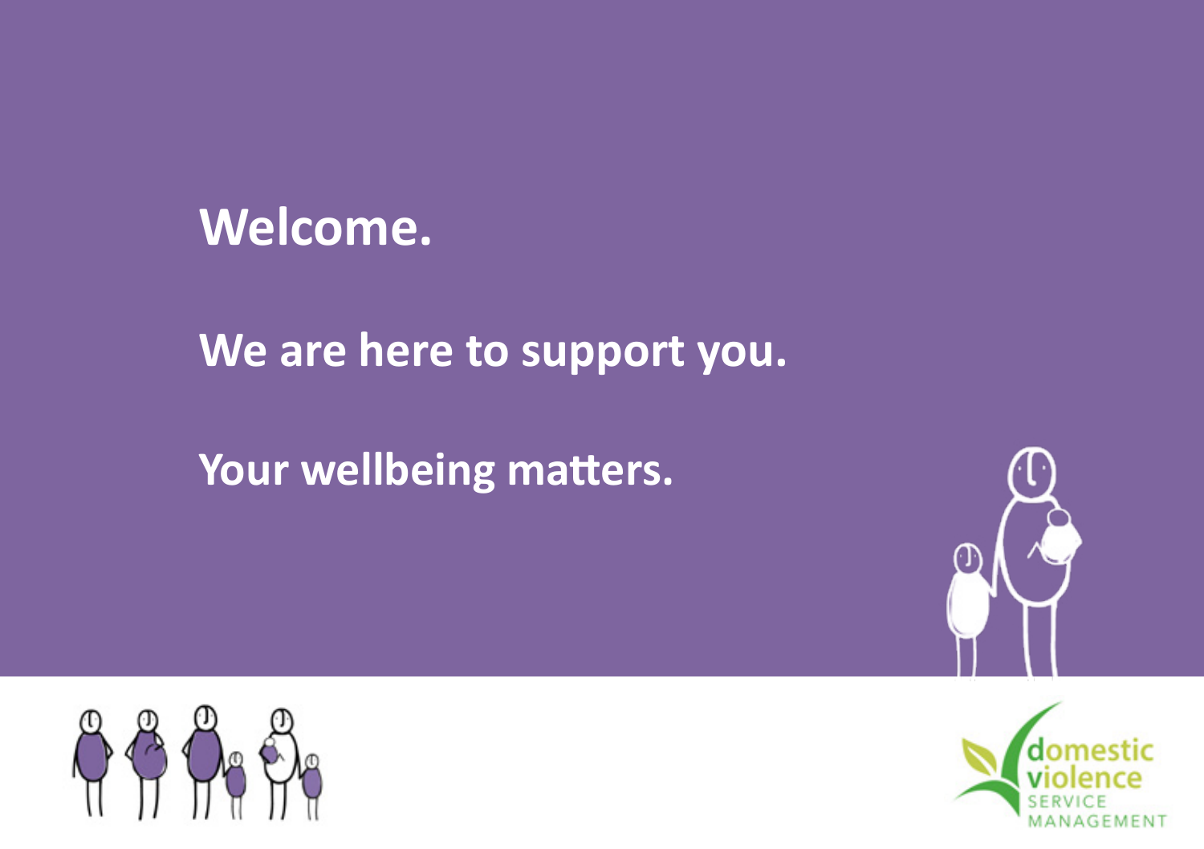# Welcome.

## We are here to support you.

## Your wellbeing matters.

domestic violence SERVICE MANAGEMENT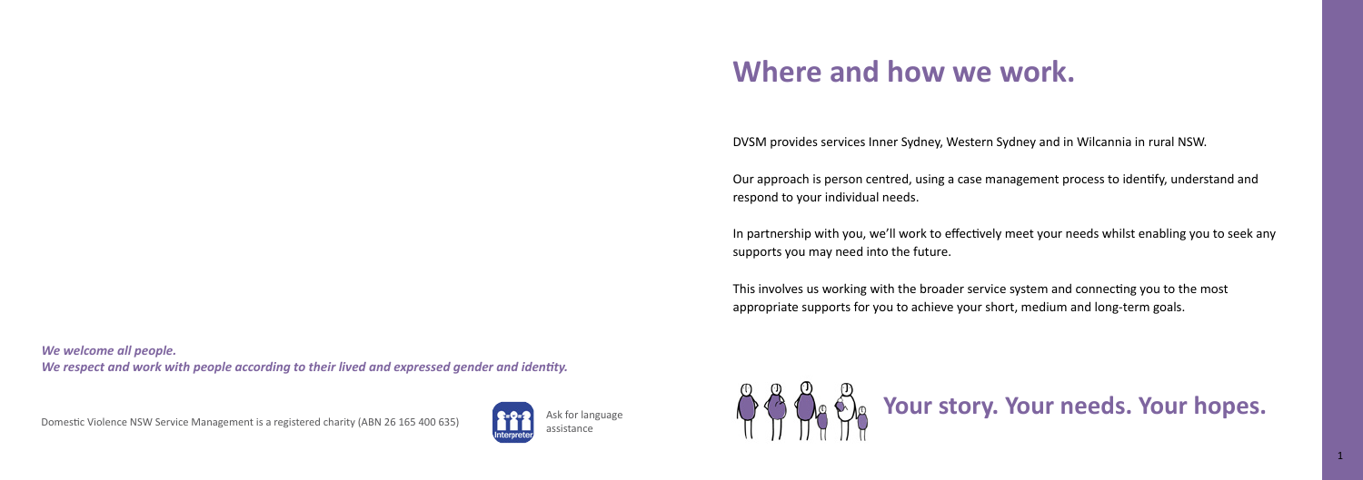*We welcome all people.*
*We respect and work with people according to their lived and expressed gender and identity.*

Domestic Violence NSW Service Management is a registered charity (ABN 26 165 400 635)

Ask for language assistance

# Where and how we work.

DVSM provides services Inner Sydney, Western Sydney and in Wilcannia in rural NSW.

Our approach is person centred, using a case management process to identify, understand and respond to your individual needs.

In partnership with you, we'll work to effectively meet your needs whilst enabling you to seek any supports you may need into the future.

This involves us working with the broader service system and connecting you to the most appropriate supports for you to achieve your short, medium and long-term goals.

## Your story. Your needs. Your hopes.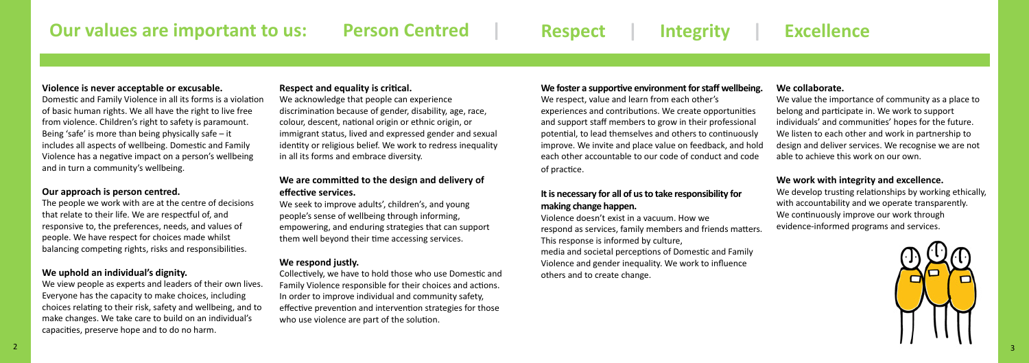# Our values are important to us: Person Centred | Respect | Integrity | Excellence

**Violence is never acceptable or excusable.**

Domestic and Family Violence in all its forms is a violation of basic human rights. We all have the right to live free from violence. Children's right to safety is paramount. Being 'safe' is more than being physically safe – it includes all aspects of wellbeing. Domestic and Family Violence has a negative impact on a person's wellbeing and in turn a community's wellbeing.

**Our approach is person centred.**

The people we work with are at the centre of decisions that relate to their life. We are respectful of, and responsive to, the preferences, needs, and values of people. We have respect for choices made whilst balancing competing rights, risks and responsibilities.

**We uphold an individual's dignity.**

We view people as experts and leaders of their own lives. Everyone has the capacity to make choices, including choices relating to their risk, safety and wellbeing, and to make changes. We take care to build on an individual's capacities, preserve hope and to do no harm.

**Respect and equality is critical.**

We acknowledge that people can experience discrimination because of gender, disability, age, race, colour, descent, national origin or ethnic origin, or immigrant status, lived and expressed gender and sexual identity or religious belief. We work to redress inequality in all its forms and embrace diversity.

**We are committed to the design and delivery of effective services.**

We seek to improve adults', children's, and young people's sense of wellbeing through informing, empowering, and enduring strategies that can support them well beyond their time accessing services.

**We respond justly.**

Collectively, we have to hold those who use Domestic and Family Violence responsible for their choices and actions. In order to improve individual and community safety, effective prevention and intervention strategies for those who use violence are part of the solution.

**We foster a supportive environment for staff wellbeing.**

We respect, value and learn from each other's experiences and contributions. We create opportunities and support staff members to grow in their professional potential, to lead themselves and others to continuously improve. We invite and place value on feedback, and hold each other accountable to our code of conduct and code of practice.

**It is necessary for all of us to take responsibility for making change happen.**

Violence doesn't exist in a vacuum. How we respond as services, family members and friends matters. This response is informed by culture, media and societal perceptions of Domestic and Family Violence and gender inequality. We work to influence others and to create change.

**We collaborate.**

We value the importance of community as a place to belong and participate in. We work to support individuals' and communities' hopes for the future. We listen to each other and work in partnership to design and deliver services. We recognise we are not able to achieve this work on our own.

**We work with integrity and excellence.**

We develop trusting relationships by working ethically, with accountability and we operate transparently. We continuously improve our work through evidence-informed programs and services.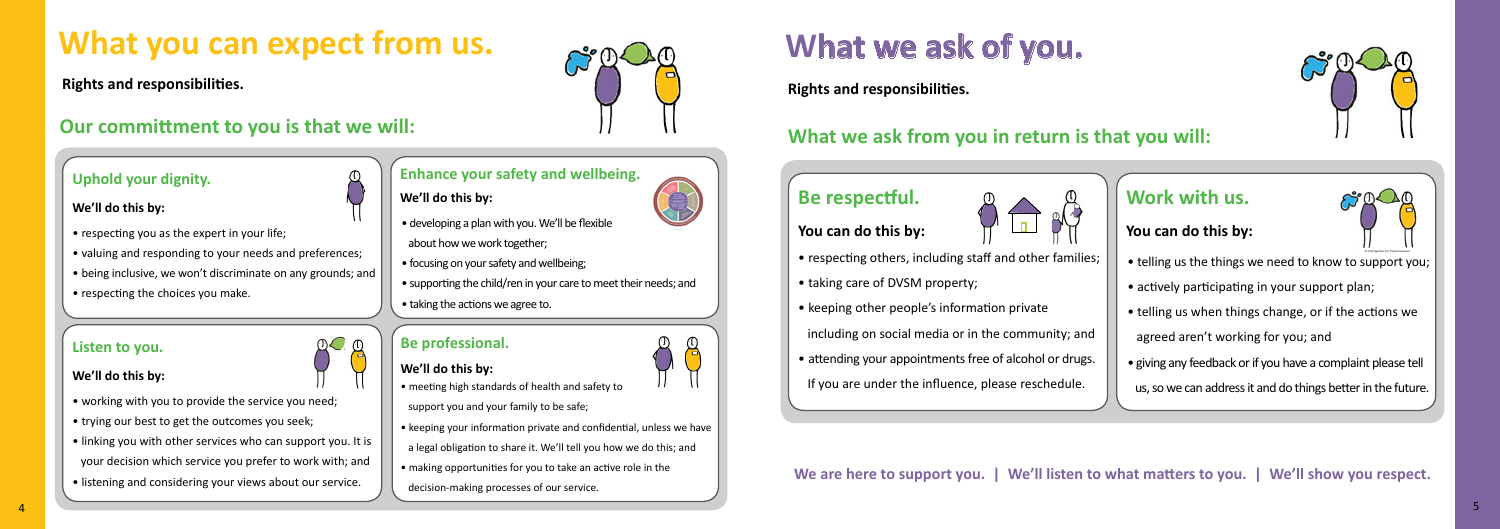# What you can expect from us.

**Rights and responsibilities.**

## Our committment to you is that we will:

### Uphold your dignity.

**We'll do this by:**

- respecting you as the expert in your life;
- valuing and responding to your needs and preferences;
- being inclusive, we won't discriminate on any grounds; and
- respecting the choices you make.

### Listen to you.

**We'll do this by:**

- working with you to provide the service you need;
- trying our best to get the outcomes you seek;
- linking you with other services who can support you. It is your decision which service you prefer to work with; and
- listening and considering your views about our service.

### Enhance your safety and wellbeing.

**We'll do this by:**

- developing a plan with you. We'll be flexible about how we work together;
- focusing on your safety and wellbeing;
- supporting the child/ren in your care to meet their needs; and
- taking the actions we agree to.

### Be professional.

**We'll do this by:**

- meeting high standards of health and safety to support you and your family to be safe;
- keeping your information private and confidential, unless we have a legal obligation to share it. We'll tell you how we do this; and
- making opportunities for you to take an active role in the decision-making processes of our service.

# What we ask of you.

**Rights and responsibilities.**

## What we ask from you in return is that you will:

### Be respectful.

**You can do this by:**

- respecting others, including staff and other families;
- taking care of DVSM property;
- keeping other people's information private including on social media or in the community; and
- attending your appointments free of alcohol or drugs. If you are under the influence, please reschedule.

### Work with us.

**You can do this by:**

- telling us the things we need to know to support you;
- actively participating in your support plan;
- telling us when things change, or if the actions we agreed aren't working for you; and
- giving any feedback or if you have a complaint please tell us, so we can address it and do things better in the future.

**We are here to support you. | We'll listen to what matters to you. | We'll show you respect.**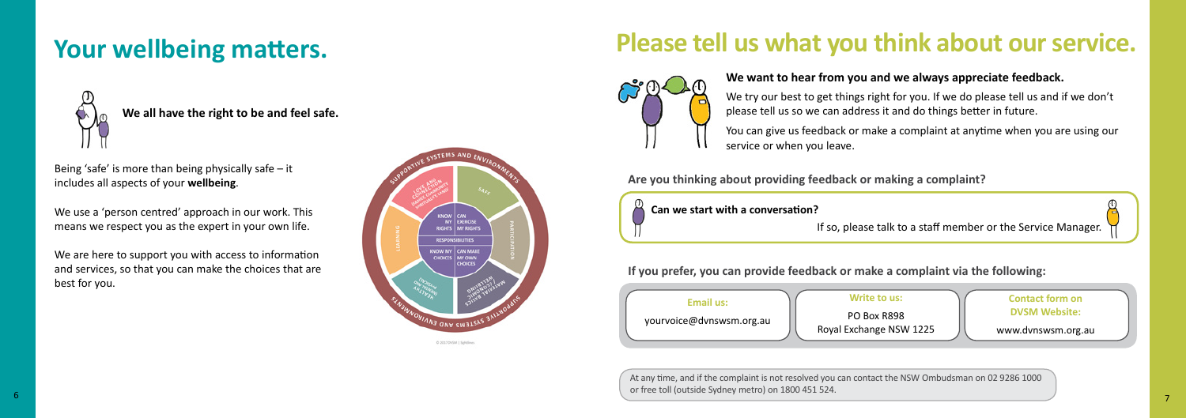# Your wellbeing matters.

**We all have the right to be and feel safe.**

Being 'safe' is more than being physically safe – it includes all aspects of your **wellbeing**.

We use a 'person centred' approach in our work. This means we respect you as the expert in your own life.

We are here to support you with access to information and services, so that you can make the choices that are best for you.

# Please tell us what you think about our service.

**We want to hear from you and we always appreciate feedback.**

We try our best to get things right for you. If we do please tell us and if we don't please tell us so we can address it and do things better in future.

You can give us feedback or make a complaint at anytime when you are using our service or when you leave.

**Are you thinking about providing feedback or making a complaint?**

**Can we start with a conversation?**

If so, please talk to a staff member or the Service Manager.

**If you prefer, you can provide feedback or make a complaint via the following:**

**Email us:**
yourvoice@dvnswsm.org.au

**Write to us:**
PO Box R898
Royal Exchange NSW 1225

**Contact form on DVSM Website:**
www.dvnswsm.org.au

At any time, and if the complaint is not resolved you can contact the NSW Ombudsman on 02 9286 1000 or free toll (outside Sydney metro) on 1800 451 524.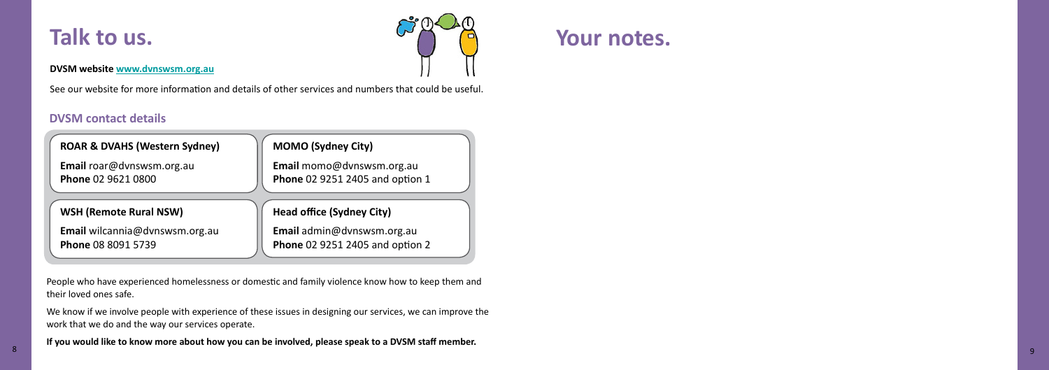# Talk to us.

**DVSM website [www.dvnswsm.org.au](http://www.dvnswsm.org.au)**

See our website for more information and details of other services and numbers that could be useful.

## DVSM contact details

**ROAR & DVAHS (Western Sydney)**

**Email** roar@dvnswsm.org.au
**Phone** 02 9621 0800

**MOMO (Sydney City)**

**Email** momo@dvnswsm.org.au
**Phone** 02 9251 2405 and option 1

**WSH (Remote Rural NSW)**

**Email** wilcannia@dvnswsm.org.au
**Phone** 08 8091 5739

**Head office (Sydney City)**

**Email** admin@dvnswsm.org.au
**Phone** 02 9251 2405 and option 2

People who have experienced homelessness or domestic and family violence know how to keep them and their loved ones safe.

We know if we involve people with experience of these issues in designing our services, we can improve the work that we do and the way our services operate.

**If you would like to know more about how you can be involved, please speak to a DVSM staff member.**

# Your notes.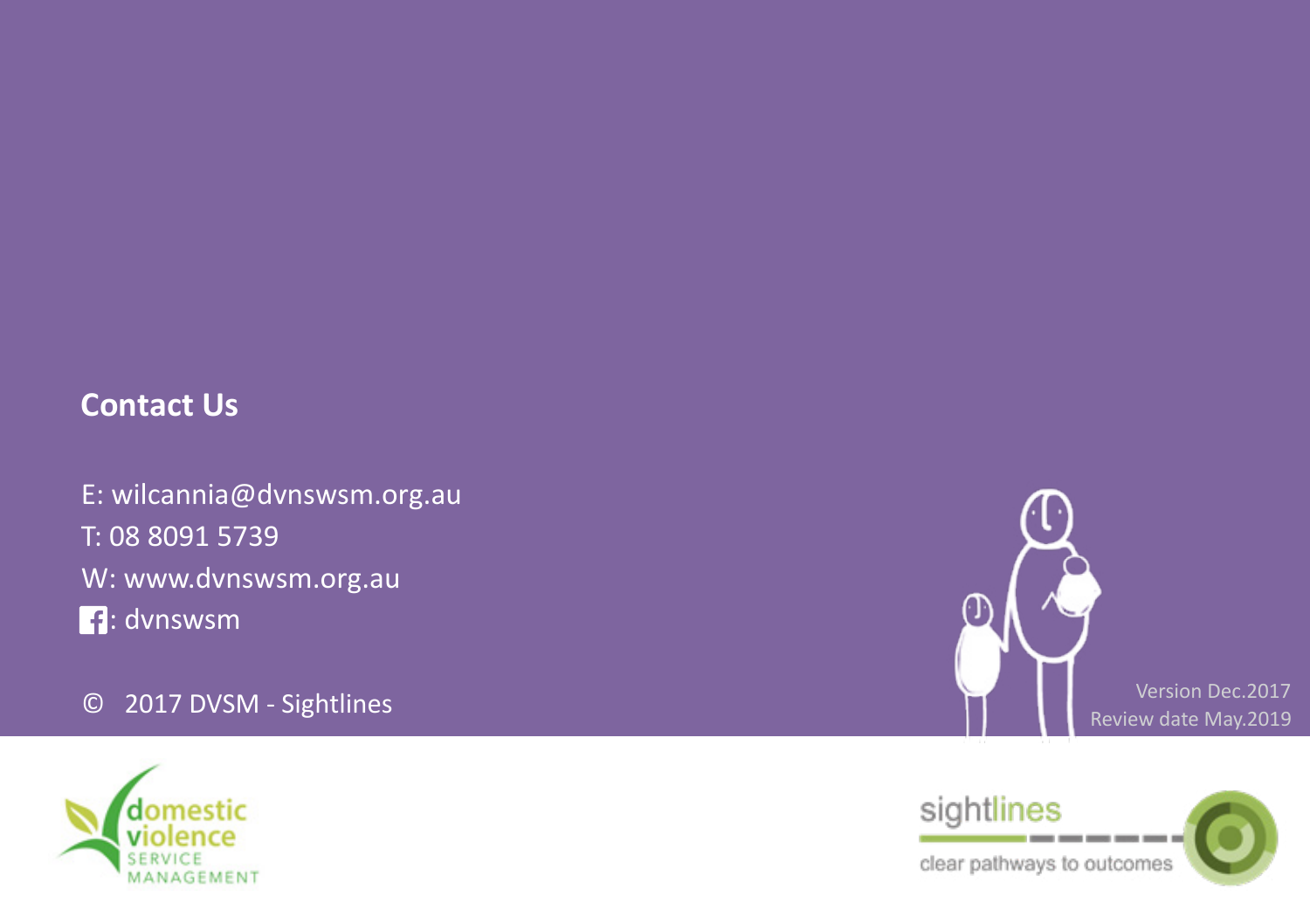## Contact Us

E: wilcannia@dvnswsm.org.au
T: 08 8091 5739
W: www.dvnswsm.org.au
: dvnswsm

© 2017 DVSM - Sightlines

Version Dec.2017
Review date May.2019

domestic violence SERVICE MANAGEMENT

sightlines
clear pathways to outcomes